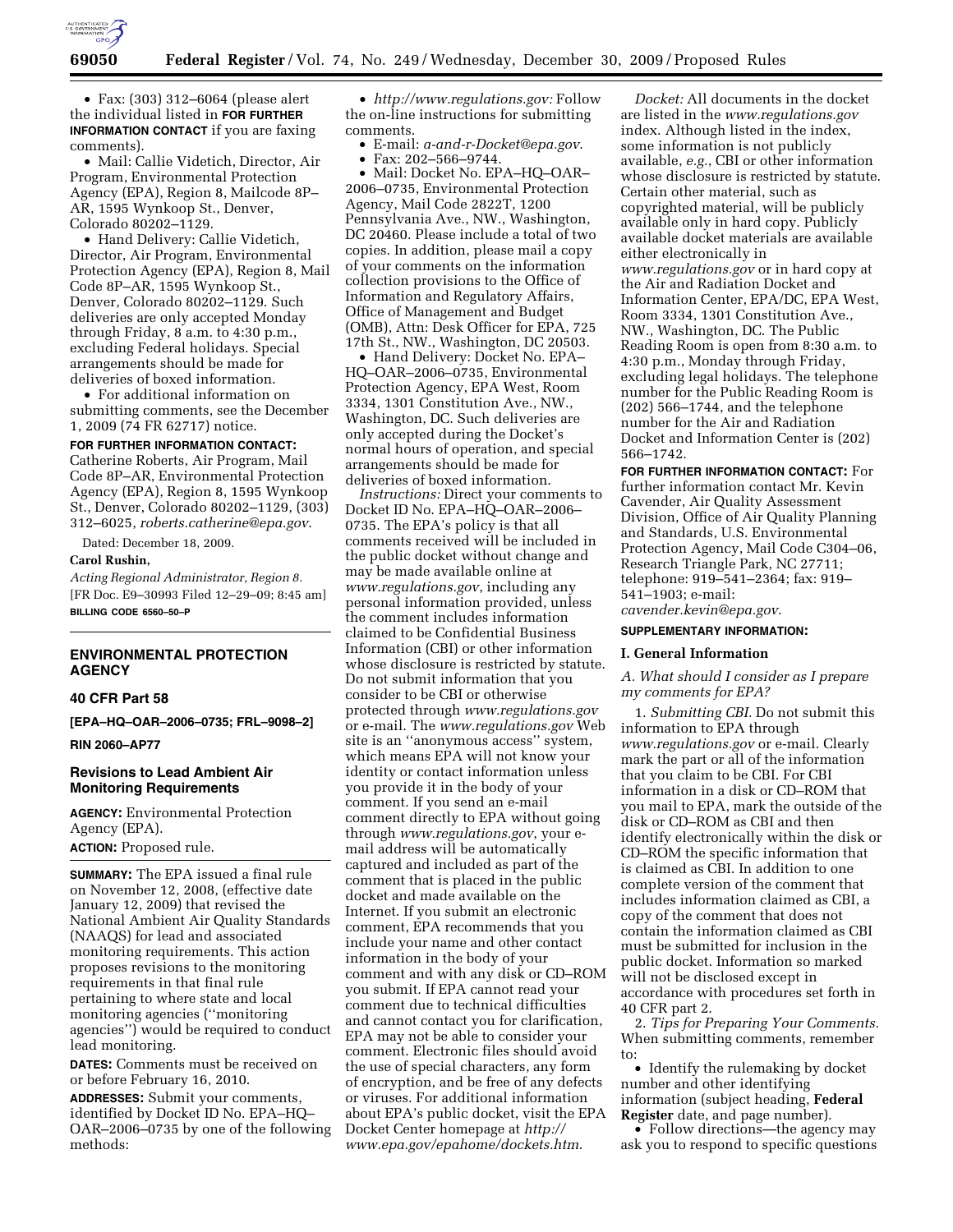• Fax: (303) 312–6064 (please alert the individual listed in **FOR FURTHER INFORMATION CONTACT** if you are faxing comments).

• Mail: Callie Videtich, Director, Air Program, Environmental Protection Agency (EPA), Region 8, Mailcode 8P–AR, 1595 Wynkoop St., Denver, Colorado 80202–1129.

• Hand Delivery: Callie Videtich, Director, Air Program, Environmental Protection Agency (EPA), Region 8, Mail Code 8P–AR, 1595 Wynkoop St., Denver, Colorado 80202–1129. Such deliveries are only accepted Monday through Friday, 8 a.m. to 4:30 p.m., excluding Federal holidays. Special arrangements should be made for deliveries of boxed information.

• For additional information on submitting comments, see the December 1, 2009 (74 FR 62717) notice.

**FOR FURTHER INFORMATION CONTACT:** Catherine Roberts, Air Program, Mail Code 8P–AR, Environmental Protection Agency (EPA), Region 8, 1595 Wynkoop St., Denver, Colorado 80202–1129, (303) 312–6025, *roberts.catherine@epa.gov*.

Dated: December 18, 2009.

**Carol Rushin,**

*Acting Regional Administrator, Region 8.*

[FR Doc. E9–30993 Filed 12–29–09; 8:45 am]

**BILLING CODE 6560–50–P**

---

## ENVIRONMENTAL PROTECTION AGENCY

### 40 CFR Part 58

**[EPA–HQ–OAR–2006–0735; FRL–9098–2]**

**RIN 2060–AP77**

### Revisions to Lead Ambient Air Monitoring Requirements

**AGENCY:** Environmental Protection Agency (EPA).

**ACTION:** Proposed rule.

**SUMMARY:** The EPA issued a final rule on November 12, 2008, (effective date January 12, 2009) that revised the National Ambient Air Quality Standards (NAAQS) for lead and associated monitoring requirements. This action proposes revisions to the monitoring requirements in that final rule pertaining to where state and local monitoring agencies (''monitoring agencies'') would be required to conduct lead monitoring.

**DATES:** Comments must be received on or before February 16, 2010.

**ADDRESSES:** Submit your comments, identified by Docket ID No. EPA–HQ–OAR–2006–0735 by one of the following methods:

• *http://www.regulations.gov:* Follow the on-line instructions for submitting comments.

• E-mail: *a-and-r-Docket@epa.gov*.

• Fax: 202–566–9744.

• Mail: Docket No. EPA–HQ–OAR–2006–0735, Environmental Protection Agency, Mail Code 2822T, 1200 Pennsylvania Ave., NW., Washington, DC 20460. Please include a total of two copies. In addition, please mail a copy of your comments on the information collection provisions to the Office of Information and Regulatory Affairs, Office of Management and Budget (OMB), Attn: Desk Officer for EPA, 725 17th St., NW., Washington, DC 20503.

• Hand Delivery: Docket No. EPA–HQ–OAR–2006–0735, Environmental Protection Agency, EPA West, Room 3334, 1301 Constitution Ave., NW., Washington, DC. Such deliveries are only accepted during the Docket's normal hours of operation, and special arrangements should be made for deliveries of boxed information.

*Instructions:* Direct your comments to Docket ID No. EPA–HQ–OAR–2006–0735. The EPA's policy is that all comments received will be included in the public docket without change and may be made available online at *www.regulations.gov*, including any personal information provided, unless the comment includes information claimed to be Confidential Business Information (CBI) or otherwise whose disclosure is restricted by statute. Do not submit information that you consider to be CBI or otherwise protected through *www.regulations.gov* or e-mail. The *www.regulations.gov* Web site is an ''anonymous access'' system, which means EPA will not know your identity or contact information unless you provide it in the body of your comment. If you send an e-mail comment directly to EPA without going through *www.regulations.gov*, your e-mail address will be automatically captured and included as part of the comment that is placed in the public docket and made available on the Internet. If you submit an electronic comment, EPA recommends that you include your name and other contact information in the body of your comment and with any disk or CD–ROM you submit. If EPA cannot read your comment due to technical difficulties and cannot contact you for clarification, EPA may not be able to consider your comment. Electronic files should avoid the use of special characters, any form of encryption, and be free of any defects or viruses. For additional information about EPA's public docket, visit the EPA Docket Center homepage at *http://www.epa.gov/epahome/dockets.htm*.

*Docket:* All documents in the docket are listed in the *www.regulations.gov* index. Although listed in the index, some information is not publicly available, *e.g.*, CBI or other information whose disclosure is restricted by statute. Certain other material, such as copyrighted material, will be publicly available only in hard copy. Publicly available docket materials are available either electronically in *www.regulations.gov* or in hard copy at the Air and Radiation Docket and Information Center, EPA/DC, EPA West, Room 3334, 1301 Constitution Ave., NW., Washington, DC. The Public Reading Room is open from 8:30 a.m. to 4:30 p.m., Monday through Friday, excluding legal holidays. The telephone number for the Public Reading Room is (202) 566–1744, and the telephone number for the Air and Radiation Docket and Information Center is (202) 566–1742.

**FOR FURTHER INFORMATION CONTACT:** For further information contact Mr. Kevin Cavender, Air Quality Assessment Division, Office of Air Quality Planning and Standards, U.S. Environmental Protection Agency, Mail Code C304–06, Research Triangle Park, NC 27711; telephone: 919–541–2364; fax: 919–541–1903; e-mail: *cavender.kevin@epa.gov*.

**SUPPLEMENTARY INFORMATION:**

### I. General Information

#### *A. What should I consider as I prepare my comments for EPA?*

1. *Submitting CBI.* Do not submit this information to EPA through *www.regulations.gov* or e-mail. Clearly mark the part or all of the information that you claim to be CBI. For CBI information in a disk or CD–ROM that you mail to EPA, mark the outside of the disk or CD–ROM as CBI and then identify electronically within the disk or CD–ROM the specific information that is claimed as CBI. In addition to one complete version of the comment that includes information claimed as CBI, a copy of the comment that does not contain the information claimed as CBI must be submitted for inclusion in the public docket. Information so marked will not be disclosed except in accordance with procedures set forth in 40 CFR part 2.

2. *Tips for Preparing Your Comments.* When submitting comments, remember to:

• Identify the rulemaking by docket number and other identifying information (subject heading, **Federal Register** date, and page number).

• Follow directions—the agency may ask you to respond to specific questions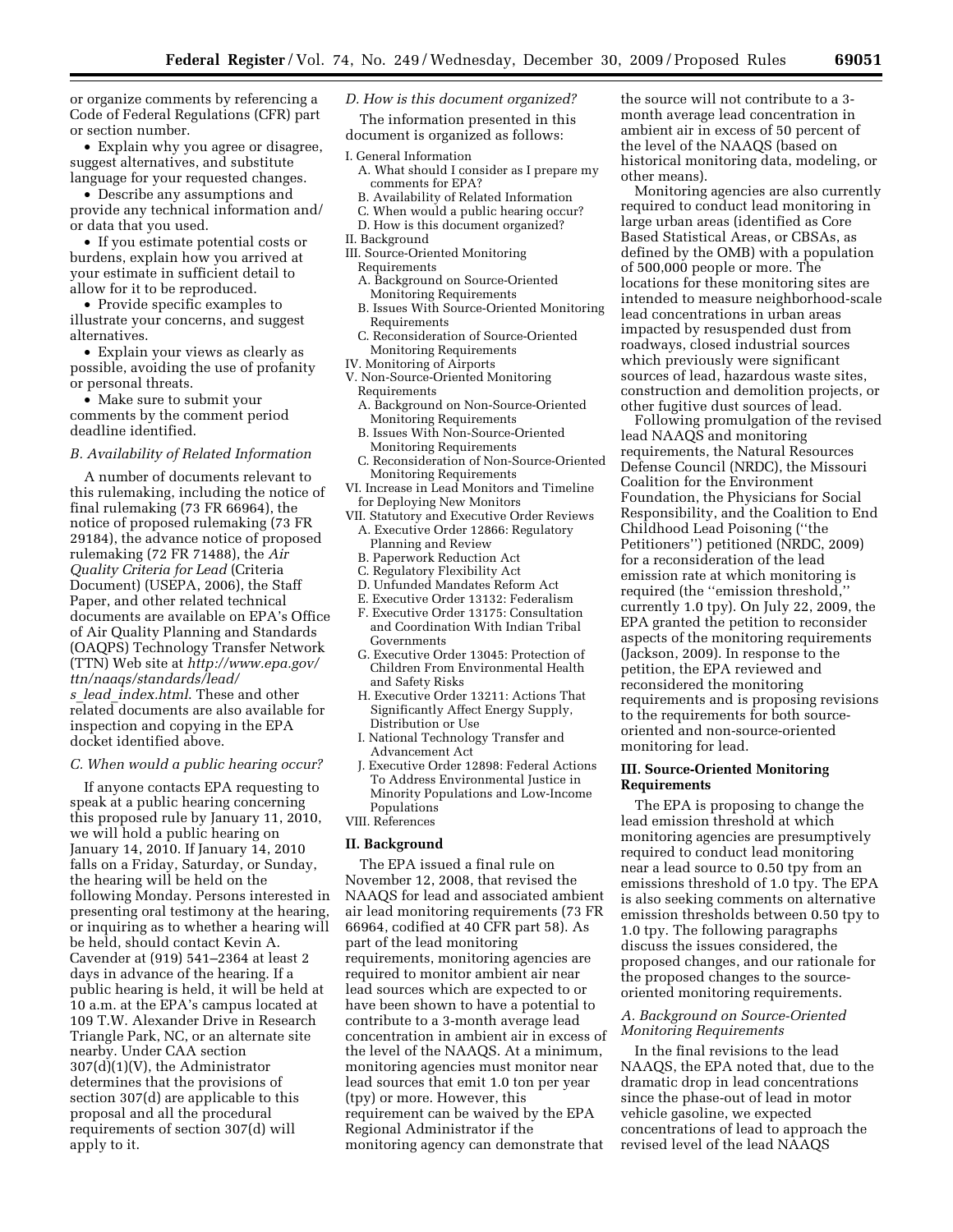or organize comments by referencing a Code of Federal Regulations (CFR) part or section number.

- Explain why you agree or disagree, suggest alternatives, and substitute language for your requested changes.
- Describe any assumptions and provide any technical information and/or data that you used.
- If you estimate potential costs or burdens, explain how you arrived at your estimate in sufficient detail to allow for it to be reproduced.
- Provide specific examples to illustrate your concerns, and suggest alternatives.
- Explain your views as clearly as possible, avoiding the use of profanity or personal threats.
- Make sure to submit your comments by the comment period deadline identified.

### *B. Availability of Related Information*

A number of documents relevant to this rulemaking, including the notice of final rulemaking (73 FR 66964), the notice of proposed rulemaking (73 FR 29184), the advance notice of proposed rulemaking (72 FR 71488), the *Air Quality Criteria for Lead* (Criteria Document) (USEPA, 2006), the Staff Paper, and other related technical documents are available on EPA's Office of Air Quality Planning and Standards (OAQPS) Technology Transfer Network (TTN) Web site at *http://www.epa.gov/ttn/naaqs/standards/lead/s_lead_index.html*. These and other related documents are also available for inspection and copying in the EPA docket identified above.

### *C. When would a public hearing occur?*

If anyone contacts EPA requesting to speak at a public hearing concerning this proposed rule by January 11, 2010, we will hold a public hearing on January 14, 2010. If January 14, 2010 falls on a Friday, Saturday, or Sunday, the hearing will be held on the following Monday. Persons interested in presenting oral testimony at the hearing, or inquiring as to whether a hearing will be held, should contact Kevin A. Cavender at (919) 541–2364 at least 2 days in advance of the hearing. If a public hearing is held, it will be held at 10 a.m. at the EPA's campus located at 109 T.W. Alexander Drive in Research Triangle Park, NC, or an alternate site nearby. Under CAA section 307(d)(1)(V), the Administrator determines that the provisions of section 307(d) are applicable to this proposal and all the procedural requirements of section 307(d) will apply to it.

### *D. How is this document organized?*

The information presented in this document is organized as follows:

- I. General Information
  - A. What should I consider as I prepare my comments for EPA?
  - B. Availability of Related Information
  - C. When would a public hearing occur?
  - D. How is this document organized?
- II. Background
- III. Source-Oriented Monitoring Requirements
  - A. Background on Source-Oriented Monitoring Requirements
  - B. Issues With Source-Oriented Monitoring Requirements
  - C. Reconsideration of Source-Oriented Monitoring Requirements
- IV. Monitoring of Airports
- V. Non-Source-Oriented Monitoring Requirements
  - A. Background on Non-Source-Oriented Monitoring Requirements
  - B. Issues With Non-Source-Oriented Monitoring Requirements
  - C. Reconsideration of Non-Source-Oriented Monitoring Requirements
- VI. Increase in Lead Monitors and Timeline for Deploying New Monitors
- VII. Statutory and Executive Order Reviews
  - A. Executive Order 12866: Regulatory Planning and Review
  - B. Paperwork Reduction Act
  - C. Regulatory Flexibility Act
  - D. Unfunded Mandates Reform Act
  - E. Executive Order 13132: Federalism
  - F. Executive Order 13175: Consultation and Coordination With Indian Tribal Governments
  - G. Executive Order 13045: Protection of Children From Environmental Health and Safety Risks
  - H. Executive Order 13211: Actions That Significantly Affect Energy Supply, Distribution or Use
  - I. National Technology Transfer and Advancement Act
  - J. Executive Order 12898: Federal Actions To Address Environmental Justice in Minority Populations and Low-Income Populations
- VIII. References

## II. Background

The EPA issued a final rule on November 12, 2008, that revised the NAAQS for lead and associated ambient air lead monitoring requirements (73 FR 66964, codified at 40 CFR part 58). As part of the lead monitoring requirements, monitoring agencies are required to monitor ambient air near lead sources which are expected to or have been shown to have a potential to contribute to a 3-month average lead concentration in ambient air in excess of the level of the NAAQS. At a minimum, monitoring agencies must monitor near lead sources that emit 1.0 ton per year (tpy) or more. However, this requirement can be waived by the EPA Regional Administrator if the monitoring agency can demonstrate that the source will not contribute to a 3-month average lead concentration in ambient air in excess of 50 percent of the level of the NAAQS (based on historical monitoring data, modeling, or other means).

Monitoring agencies are also currently required to conduct lead monitoring in large urban areas (identified as Core Based Statistical Areas, or CBSAs, as defined by the OMB) with a population of 500,000 people or more. The locations for these monitoring sites are intended to measure neighborhood-scale lead concentrations in urban areas impacted by resuspended dust from roadways, closed industrial sources which previously were significant sources of lead, hazardous waste sites, construction and demolition projects, or other fugitive dust sources of lead.

Following promulgation of the revised lead NAAQS and monitoring requirements, the Natural Resources Defense Council (NRDC), the Missouri Coalition for the Environment Foundation, the Physicians for Social Responsibility, and the Coalition to End Childhood Lead Poisoning (''the Petitioners'') petitioned (NRDC, 2009) for a reconsideration of the lead emission rate at which monitoring is required (the ''emission threshold,'' currently 1.0 tpy). On July 22, 2009, the EPA granted the petition to reconsider aspects of the monitoring requirements (Jackson, 2009). In response to the petition, the EPA reviewed and reconsidered the monitoring requirements and is proposing revisions to the requirements for both source-oriented and non-source-oriented monitoring for lead.

## III. Source-Oriented Monitoring Requirements

The EPA is proposing to change the lead emission threshold at which monitoring agencies are presumptively required to conduct lead monitoring near a lead source to 0.50 tpy from an emissions threshold of 1.0 tpy. The EPA is also seeking comments on alternative emission thresholds between 0.50 tpy to 1.0 tpy. The following paragraphs discuss the issues considered, the proposed changes, and our rationale for the proposed changes to the source-oriented monitoring requirements.

### *A. Background on Source-Oriented Monitoring Requirements*

In the final revisions to the lead NAAQS, the EPA noted that, due to the dramatic drop in lead concentrations since the phase-out of lead in motor vehicle gasoline, we expected concentrations of lead to approach the revised level of the lead NAAQS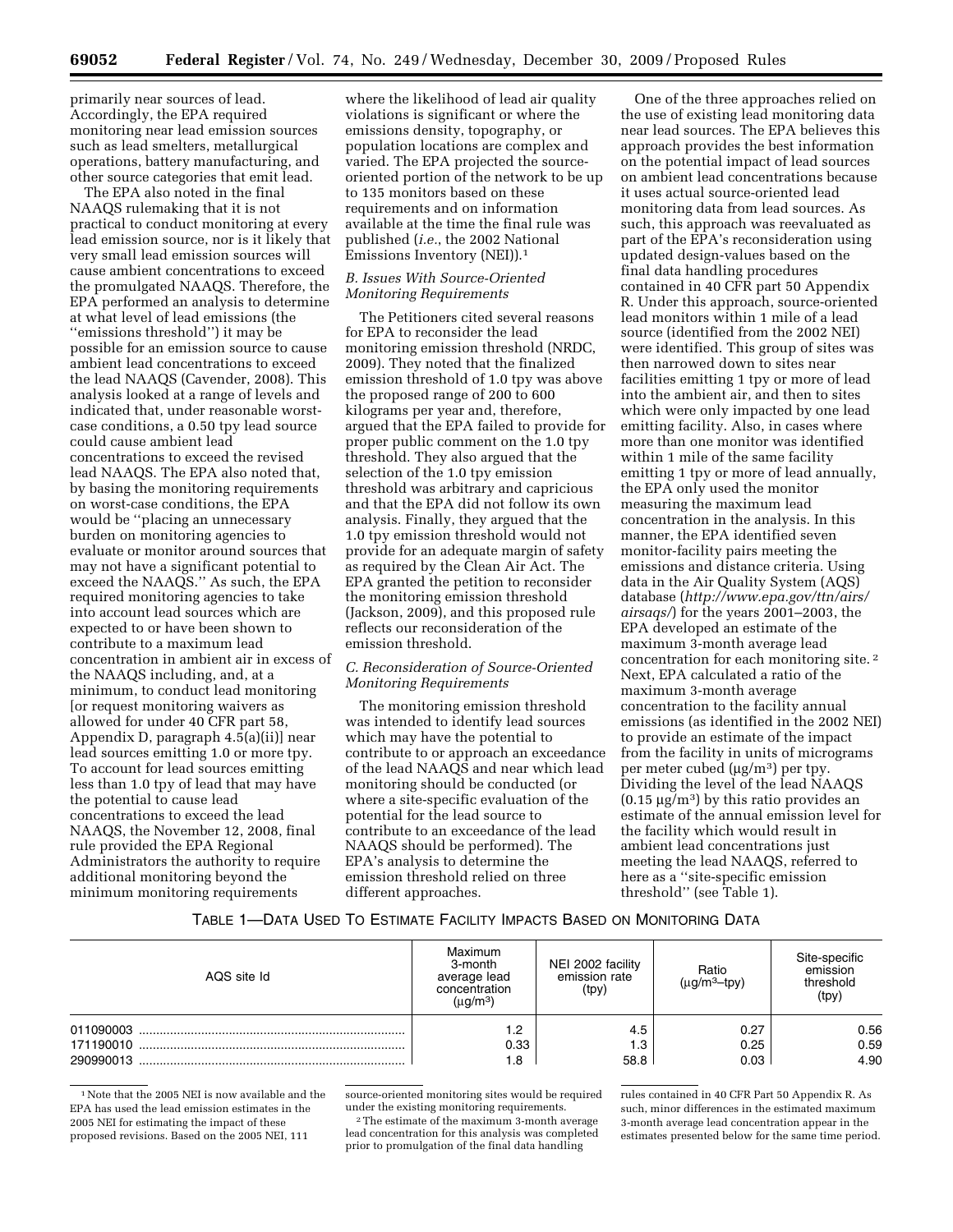primarily near sources of lead. Accordingly, the EPA required monitoring near lead emission sources such as lead smelters, metallurgical operations, battery manufacturing, and other source categories that emit lead.

The EPA also noted in the final NAAQS rulemaking that it is not practical to conduct monitoring at every lead emission source, nor is it likely that very small lead emission sources will cause ambient concentrations to exceed the promulgated NAAQS. Therefore, the EPA performed an analysis to determine at what level of lead emissions (the ''emissions threshold'') it may be possible for an emission source to cause ambient lead concentrations to exceed the lead NAAQS (Cavender, 2008). This analysis looked at a range of levels and indicated that, under reasonable worst-case conditions, a 0.50 tpy lead source could cause ambient lead concentrations to exceed the revised lead NAAQS. The EPA also noted that, by basing the monitoring requirements on worst-case conditions, the EPA would be ''placing an unnecessary burden on monitoring agencies to evaluate or monitor around sources that may not have a significant potential to exceed the NAAQS.'' As such, the EPA required monitoring agencies to take into account lead sources which are expected to or have been shown to contribute to a maximum lead concentration in ambient air in excess of the NAAQS including, and, at a minimum, to conduct lead monitoring [or request monitoring waivers as allowed for under 40 CFR part 58, Appendix D, paragraph 4.5(a)(ii)] near lead sources emitting 1.0 or more tpy. To account for lead sources emitting less than 1.0 tpy of lead that may have the potential to cause lead concentrations to exceed the lead NAAQS, the November 12, 2008, final rule provided the EPA Regional Administrators the authority to require additional monitoring beyond the minimum monitoring requirements where the likelihood of lead air quality violations is significant or where the emissions density, topography, or population locations are complex and varied. The EPA projected the source-oriented portion of the network to be up to 135 monitors based on these requirements and on information available at the time the final rule was published (*i.e.*, the 2002 National Emissions Inventory (NEI)).[1]

### B. Issues With Source-Oriented Monitoring Requirements

The Petitioners cited several reasons for EPA to reconsider the lead monitoring emission threshold (NRDC, 2009). They noted that the finalized emission threshold of 1.0 tpy was above the proposed range of 200 to 600 kilograms per year and, therefore, argued that the EPA failed to provide for proper public comment on the 1.0 tpy threshold. They also argued that the selection of the 1.0 tpy emission threshold was arbitrary and capricious and that the EPA did not follow its own analysis. Finally, they argued that the 1.0 tpy emission threshold would not provide for an adequate margin of safety as required by the Clean Air Act. The EPA granted the petition to reconsider the monitoring emission threshold (Jackson, 2009), and this proposed rule reflects our reconsideration of the emission threshold.

### C. Reconsideration of Source-Oriented Monitoring Requirements

The monitoring emission threshold was intended to identify lead sources which may have the potential to contribute to or approach an exceedance of the lead NAAQS and near which lead monitoring should be conducted (or where a site-specific evaluation of the potential for the lead source to contribute to an exceedance of the lead NAAQS should be performed). The EPA's analysis to determine the emission threshold relied on three different approaches.

One of the three approaches relied on the use of existing lead monitoring data near lead sources. The EPA believes this approach provides the best information on the potential impact of lead sources on ambient lead concentrations because it uses actual source-oriented lead monitoring data from lead sources. As such, this approach was reevaluated as part of the EPA's reconsideration using updated design-values based on the final data handling procedures contained in 40 CFR part 50 Appendix R. Under this approach, source-oriented lead monitors within 1 mile of a lead source (identified from the 2002 NEI) were identified. This group of sites was then narrowed down to sites near facilities emitting 1 tpy or more of lead into the ambient air, and then to sites which were only impacted by one lead emitting facility. Also, in cases where more than one monitor was identified within 1 mile of the same facility emitting 1 tpy or more of lead annually, the EPA only used the monitor measuring the maximum lead concentration in the analysis. In this manner, the EPA identified seven monitor-facility pairs meeting the emissions and distance criteria. Using data in the Air Quality System (AQS) database (*http://www.epa.gov/ttn/airs/airsaqs/*) for the years 2001–2003, the EPA developed an estimate of the maximum 3-month average lead concentration for each monitoring site.[2] Next, EPA calculated a ratio of the maximum 3-month average concentration to the facility annual emissions (as identified in the 2002 NEI) to provide an estimate of the impact from the facility in units of micrograms per meter cubed ($\mu g/m^3$) per tpy. Dividing the level of the lead NAAQS ($0.15\ \mu g/m^3$) by this ratio provides an estimate of the annual emission level for the facility which would result in ambient lead concentrations just meeting the lead NAAQS, referred to here as a ''site-specific emission threshold'' (see Table 1).

TABLE 1—DATA USED TO ESTIMATE FACILITY IMPACTS BASED ON MONITORING DATA

| AQS site Id | Maximum 3-month average lead concentration ($\mu g/m^3$) | NEI 2002 facility emission rate (tpy) | Ratio ($\mu g/m^3$–tpy) | Site-specific emission threshold (tpy) |
|---|---|---|---|---|
| 011090003 | 1.2 | 4.5 | 0.27 | 0.56 |
| 171190010 | 0.33 | 1.3 | 0.25 | 0.59 |
| 290990013 | 1.8 | 58.8 | 0.03 | 4.90 |

[1] Note that the 2005 NEI is now available and the EPA has used the lead emission estimates in the 2005 NEI for estimating the impact of these proposed revisions. Based on the 2005 NEI, 111 source-oriented monitoring sites would be required under the existing monitoring requirements.

[2] The estimate of the maximum 3-month average lead concentration for this analysis was completed prior to promulgation of the final data handling rules contained in 40 CFR Part 50 Appendix R. As such, minor differences in the estimated maximum 3-month average lead concentration appear in the estimates presented below for the same time period.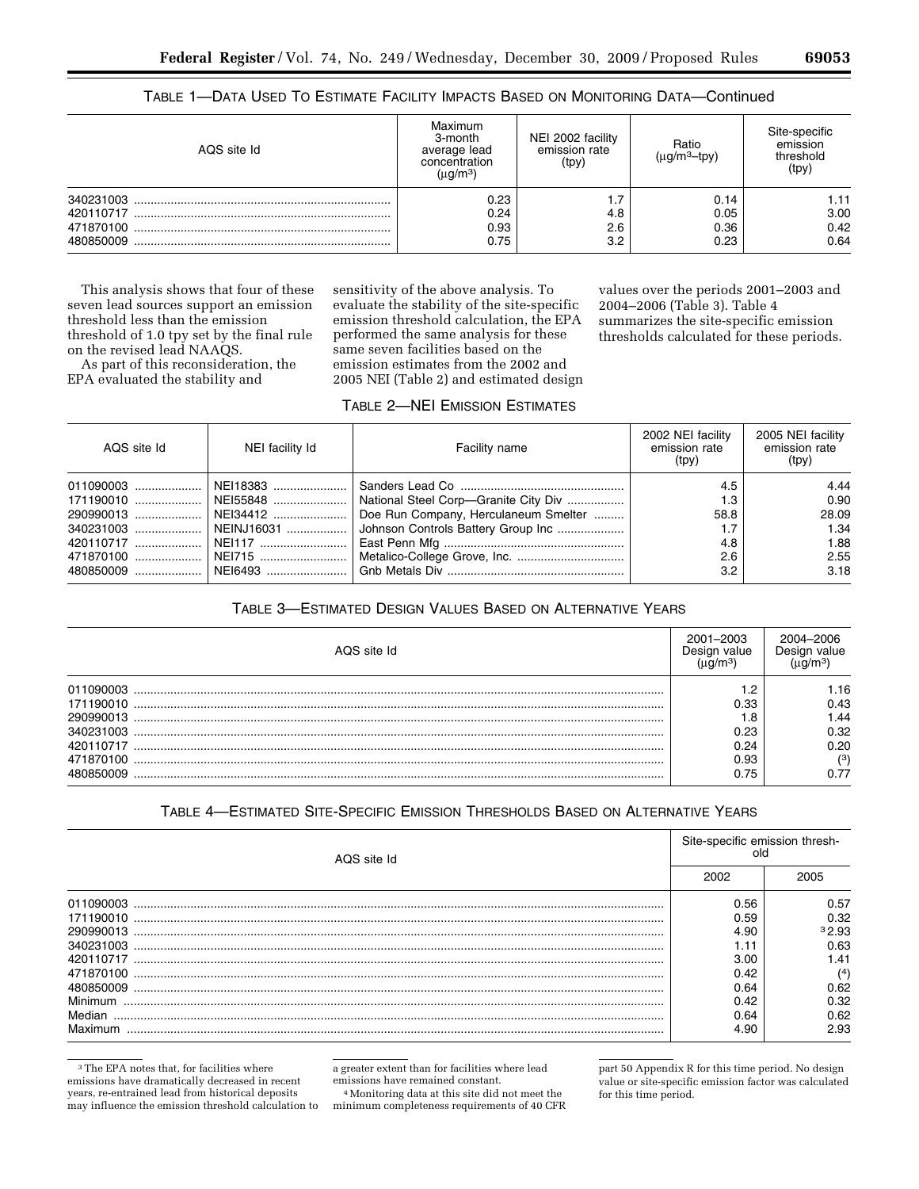TABLE 1—DATA USED TO ESTIMATE FACILITY IMPACTS BASED ON MONITORING DATA—Continued

| AQS site Id | Maximum 3-month average lead concentration (μg/m³) | NEI 2002 facility emission rate (tpy) | Ratio (μg/m³–tpy) | Site-specific emission threshold (tpy) |
|---|---|---|---|---|
| 340231003 | 0.23 | 1.7 | 0.14 | 1.11 |
| 420110717 | 0.24 | 4.8 | 0.05 | 3.00 |
| 471870100 | 0.93 | 2.6 | 0.36 | 0.42 |
| 480850009 | 0.75 | 3.2 | 0.23 | 0.64 |

This analysis shows that four of these seven lead sources support an emission threshold less than the emission threshold of 1.0 tpy set by the final rule on the revised lead NAAQS.

As part of this reconsideration, the EPA evaluated the stability and sensitivity of the above analysis. To evaluate the stability of the site-specific emission threshold calculation, the EPA performed the same analysis for these same seven facilities based on the emission estimates from the 2002 and 2005 NEI (Table 2) and estimated design values over the periods 2001–2003 and 2004–2006 (Table 3). Table 4 summarizes the site-specific emission thresholds calculated for these periods.

TABLE 2—NEI EMISSION ESTIMATES

| AQS site Id | NEI facility Id | Facility name | 2002 NEI facility emission rate (tpy) | 2005 NEI facility emission rate (tpy) |
|---|---|---|---|---|
| 011090003 | NEI18383 | Sanders Lead Co | 4.5 | 4.44 |
| 171190010 | NEI55848 | National Steel Corp—Granite City Div | 1.3 | 0.90 |
| 290990013 | NEI34412 | Doe Run Company, Herculaneum Smelter | 58.8 | 28.09 |
| 340231003 | NEINJ16031 | Johnson Controls Battery Group Inc | 1.7 | 1.34 |
| 420110717 | NEI117 | East Penn Mfg | 4.8 | 1.88 |
| 471870100 | NEI715 | Metalico-College Grove, Inc. | 2.6 | 2.55 |
| 480850009 | NEI6493 | Gnb Metals Div | 3.2 | 3.18 |

TABLE 3—ESTIMATED DESIGN VALUES BASED ON ALTERNATIVE YEARS

| AQS site Id | 2001–2003 Design value (μg/m³) | 2004–2006 Design value (μg/m³) |
|---|---|---|
| 011090003 | 1.2 | 1.16 |
| 171190010 | 0.33 | 0.43 |
| 290990013 | 1.8 | 1.44 |
| 340231003 | 0.23 | 0.32 |
| 420110717 | 0.24 | 0.20 |
| 471870100 | 0.93 | [3] |
| 480850009 | 0.75 | 0.77 |

TABLE 4—ESTIMATED SITE-SPECIFIC EMISSION THRESHOLDS BASED ON ALTERNATIVE YEARS

| AQS site Id | Site-specific emission threshold | |
|---|---|---|
| | 2002 | 2005 |
| 011090003 | 0.56 | 0.57 |
| 171190010 | 0.59 | 0.32 |
| 290990013 | 4.90 | [3] 2.93 |
| 340231003 | 1.11 | 0.63 |
| 420110717 | 3.00 | 1.41 |
| 471870100 | 0.42 | [4] |
| 480850009 | 0.64 | 0.62 |
| Minimum | 0.42 | 0.32 |
| Median | 0.64 | 0.62 |
| Maximum | 4.90 | 2.93 |

[3] The EPA notes that, for facilities where emissions have dramatically decreased in recent years, re-entrained lead from historical deposits may influence the emission threshold calculation to a greater extent than for facilities where lead emissions have remained constant.

[4] Monitoring data at this site did not meet the minimum completeness requirements of 40 CFR part 50 Appendix R for this time period. No design value or site-specific emission factor was calculated for this time period.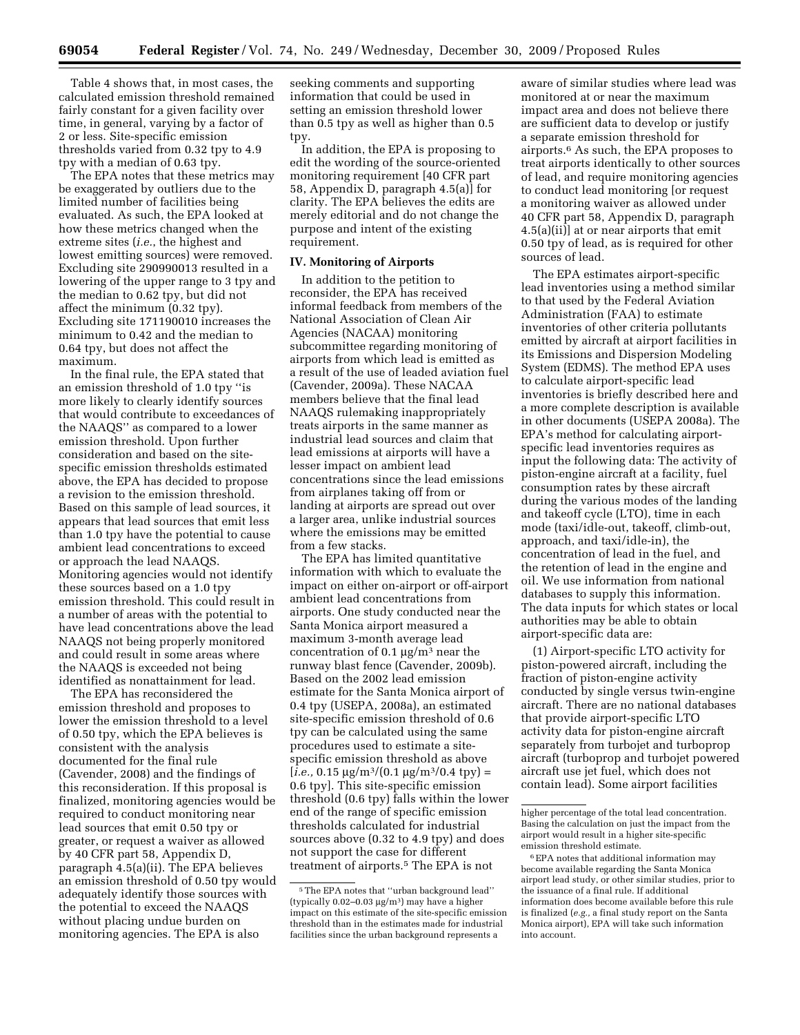Table 4 shows that, in most cases, the calculated emission threshold remained fairly constant for a given facility over time, in general, varying by a factor of 2 or less. Site-specific emission thresholds varied from 0.32 tpy to 4.9 tpy with a median of 0.63 tpy.

The EPA notes that these metrics may be exaggerated by outliers due to the limited number of facilities being evaluated. As such, the EPA looked at how these metrics changed when the extreme sites (*i.e.*, the highest and lowest emitting sources) were removed. Excluding site 290990013 resulted in a lowering of the upper range to 3 tpy and the median to 0.62 tpy, but did not affect the minimum (0.32 tpy). Excluding site 171190010 increases the minimum to 0.42 and the median to 0.64 tpy, but does not affect the maximum.

In the final rule, the EPA stated that an emission threshold of 1.0 tpy "is more likely to clearly identify sources that would contribute to exceedances of the NAAQS" as compared to a lower emission threshold. Upon further consideration and based on the site-specific emission thresholds estimated above, the EPA has decided to propose a revision to the emission threshold. Based on this sample of lead sources, it appears that lead sources that emit less than 1.0 tpy have the potential to cause ambient lead concentrations to exceed or approach the lead NAAQS. Monitoring agencies would not identify these sources based on a 1.0 tpy emission threshold. This could result in a number of areas with the potential to have lead concentrations above the lead NAAQS not being properly monitored and could result in some areas where the NAAQS is exceeded not being identified as nonattainment for lead.

The EPA has reconsidered the emission threshold and proposes to lower the emission threshold to a level of 0.50 tpy, which the EPA believes is consistent with the analysis documented for the final rule (Cavender, 2008) and the findings of this reconsideration. If this proposal is finalized, monitoring agencies would be required to conduct monitoring near lead sources that emit 0.50 tpy or greater, or request a waiver as allowed by 40 CFR part 58, Appendix D, paragraph 4.5(a)(ii). The EPA believes an emission threshold of 0.50 tpy would adequately identify those sources with the potential to exceed the NAAQS without placing undue burden on monitoring agencies. The EPA is also seeking comments and supporting information that could be used in setting an emission threshold lower than 0.5 tpy as well as higher than 0.5 tpy.

In addition, the EPA is proposing to edit the wording of the source-oriented monitoring requirement [40 CFR part 58, Appendix D, paragraph 4.5(a)] for clarity. The EPA believes the edits are merely editorial and do not change the purpose and intent of the existing requirement.

## IV. Monitoring of Airports

In addition to the petition to reconsider, the EPA has received informal feedback from members of the National Association of Clean Air Agencies (NACAA) monitoring subcommittee regarding monitoring of airports from which lead is emitted as a result of the use of leaded aviation fuel (Cavender, 2009a). These NACAA members believe that the final lead NAAQS rulemaking inappropriately treats airports in the same manner as industrial lead sources and claim that lead emissions at airports will have a lesser impact on ambient lead concentrations since the lead emissions from airplanes taking off from or landing at airports are spread out over a larger area, unlike industrial sources where the emissions may be emitted from a few stacks.

The EPA has limited quantitative information with which to evaluate the impact on either on-airport or off-airport ambient lead concentrations from airports. One study conducted near the Santa Monica airport measured a maximum 3-month average lead concentration of 0.1 $\mu g/m^3$ near the runway blast fence (Cavender, 2009b). Based on the 2002 lead emission estimate for the Santa Monica airport of 0.4 tpy (USEPA, 2008a), an estimated site-specific emission threshold of 0.6 tpy can be calculated using the same procedures used to estimate a site-specific emission threshold as above [*i.e.,* 0.15 $\mu g/m^3$/(0.1 $\mu g/m^3$/0.4 tpy) = 0.6 tpy]. This site-specific emission threshold (0.6 tpy) falls within the lower end of the range of specific emission thresholds calculated for industrial sources above (0.32 to 4.9 tpy) and does not support the case for different treatment of airports.[5] The EPA is not aware of similar studies where lead was monitored at or near the maximum impact area and does not believe there are sufficient data to develop or justify a separate emission threshold for airports.[6] As such, the EPA proposes to treat airports identically to other sources of lead, and require monitoring agencies to conduct lead monitoring [or request a monitoring waiver as allowed under 40 CFR part 58, Appendix D, paragraph 4.5(a)(ii)] at or near airports that emit 0.50 tpy of lead, as is required for other sources of lead.

The EPA estimates airport-specific lead inventories using a method similar to that used by the Federal Aviation Administration (FAA) to estimate inventories of other criteria pollutants emitted by aircraft at airport facilities in its Emissions and Dispersion Modeling System (EDMS). The method EPA uses to calculate airport-specific lead inventories is briefly described here and a more complete description is available in other documents (USEPA 2008a). The EPA's method for calculating airport-specific lead inventories requires as input the following data: The activity of piston-engine aircraft at a facility, fuel consumption rates by these aircraft during the various modes of the landing and takeoff cycle (LTO), time in each mode (taxi/idle-out, takeoff, climb-out, approach, and taxi/idle-in), the concentration of lead in the fuel, and the retention of lead in the engine and oil. We use information from national databases to supply this information. The data inputs for which states or local authorities may be able to obtain airport-specific data are:

(1) Airport-specific LTO activity for piston-powered aircraft, including the fraction of piston-engine activity conducted by single versus twin-engine aircraft. There are no national databases that provide airport-specific LTO activity data for piston-engine aircraft separately from turbojet and turboprop aircraft (turboprop and turbojet powered aircraft use jet fuel, which does not contain lead). Some airport facilities

---

[5] The EPA notes that "urban background lead" (typically 0.02–0.03 $\mu g/m^3$) may have a higher impact on this estimate of the site-specific emission threshold than in the estimates made for industrial facilities since the urban background represents a higher percentage of the total lead concentration. Basing the calculation on just the impact from the airport would result in a higher site-specific emission threshold estimate.

[6] EPA notes that additional information may become available regarding the Santa Monica airport lead study, or other similar studies, prior to the issuance of a final rule. If additional information does become available before this rule is finalized (*e.g.*, a final study report on the Santa Monica airport), EPA will take such information into account.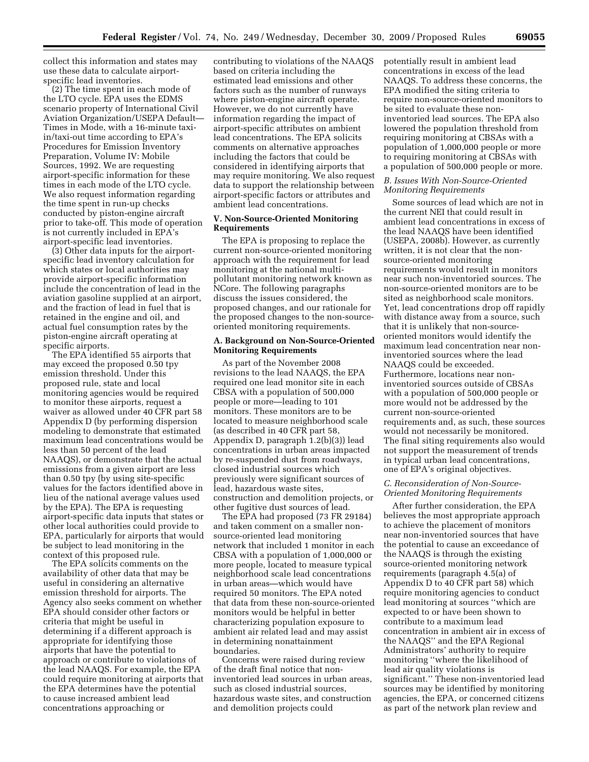collect this information and states may use these data to calculate airport-specific lead inventories.

(2) The time spent in each mode of the LTO cycle. EPA uses the EDMS scenario property of International Civil Aviation Organization/USEPA Default—Times in Mode, with a 16-minute taxi-in/taxi-out time according to EPA's Procedures for Emission Inventory Preparation, Volume IV: Mobile Sources, 1992. We are requesting airport-specific information for these times in each mode of the LTO cycle. We also request information regarding the time spent in run-up checks conducted by piston-engine aircraft prior to take-off. This mode of operation is not currently included in EPA's airport-specific lead inventories.

(3) Other data inputs for the airport-specific lead inventory calculation for which states or local authorities may provide airport-specific information include the concentration of lead in the aviation gasoline supplied at an airport, and the fraction of lead in fuel that is retained in the engine and oil, and actual fuel consumption rates by the piston-engine aircraft operating at specific airports.

The EPA identified 55 airports that may exceed the proposed 0.50 tpy emission threshold. Under this proposed rule, state and local monitoring agencies would be required to monitor these airports, request a waiver as allowed under 40 CFR part 58 Appendix D (by performing dispersion modeling to demonstrate that estimated maximum lead concentrations would be less than 50 percent of the lead NAAQS), or demonstrate that the actual emissions from a given airport are less than 0.50 tpy (by using site-specific values for the factors identified above in lieu of the national average values used by the EPA). The EPA is requesting airport-specific data inputs that states or other local authorities could provide to EPA, particularly for airports that would be subject to lead monitoring in the context of this proposed rule.

The EPA solicits comments on the availability of other data that may be useful in considering an alternative emission threshold for airports. The Agency also seeks comment on whether EPA should consider other factors or criteria that might be useful in determining if a different approach is appropriate for identifying those airports that have the potential to approach or contribute to violations of the lead NAAQS. For example, the EPA could require monitoring at airports that the EPA determines have the potential to cause increased ambient lead concentrations approaching or contributing to violations of the NAAQS based on criteria including the estimated lead emissions and other factors such as the number of runways where piston-engine aircraft operate. However, we do not currently have information regarding the impact of airport-specific attributes on ambient lead concentrations. The EPA solicits comments on alternative approaches including the factors that could be considered in identifying airports that may require monitoring. We also request data to support the relationship between airport-specific factors or attributes and ambient lead concentrations.

## V. Non-Source-Oriented Monitoring Requirements

The EPA is proposing to replace the current non-source-oriented monitoring approach with the requirement for lead monitoring at the national multi-pollutant monitoring network known as NCore. The following paragraphs discuss the issues considered, the proposed changes, and our rationale for the proposed changes to the non-source-oriented monitoring requirements.

### A. Background on Non-Source-Oriented Monitoring Requirements

As part of the November 2008 revisions to the lead NAAQS, the EPA required one lead monitor site in each CBSA with a population of 500,000 people or more—leading to 101 monitors. These monitors are to be located to measure neighborhood scale (as described in 40 CFR part 58, Appendix D, paragraph 1.2(b)(3)) lead concentrations in urban areas impacted by re-suspended dust from roadways, closed industrial sources which previously were significant sources of lead, hazardous waste sites, construction and demolition projects, or other fugitive dust sources of lead.

The EPA had proposed (73 FR 29184) and taken comment on a smaller non-source-oriented lead monitoring network that included 1 monitor in each CBSA with a population of 1,000,000 or more people, located to measure typical neighborhood scale lead concentrations in urban areas—which would have required 50 monitors. The EPA noted that data from these non-source-oriented monitors would be helpful in better characterizing population exposure to ambient air related lead and may assist in determining nonattainment boundaries.

Concerns were raised during review of the draft final notice that non-inventoried lead sources in urban areas, such as closed industrial sources, hazardous waste sites, and construction and demolition projects could potentially result in ambient lead concentrations in excess of the lead NAAQS. To address these concerns, the EPA modified the siting criteria to require non-source-oriented monitors to be sited to evaluate these non-inventoried lead sources. The EPA also lowered the population threshold from requiring monitoring at CBSAs with a population of 1,000,000 people or more to requiring monitoring at CBSAs with a population of 500,000 people or more.

### B. Issues With Non-Source-Oriented Monitoring Requirements

Some sources of lead which are not in the current NEI that could result in ambient lead concentrations in excess of the lead NAAQS have been identified (USEPA, 2008b). However, as currently written, it is not clear that the non-source-oriented monitoring requirements would result in monitors near such non-inventoried sources. The non-source-oriented monitors are to be sited as neighborhood scale monitors. Yet, lead concentrations drop off rapidly with distance away from a source, such that it is unlikely that non-source-oriented monitors would identify the maximum lead concentration near non-inventoried sources where the lead NAAQS could be exceeded. Furthermore, locations near non-inventoried sources outside of CBSAs with a population of 500,000 people or more would not be addressed by the current non-source-oriented requirements and, as such, these sources would not necessarily be monitored. The final siting requirements also would not support the measurement of trends in typical urban lead concentrations, one of EPA's original objectives.

### C. Reconsideration of Non-Source-Oriented Monitoring Requirements

After further consideration, the EPA believes the most appropriate approach to achieve the placement of monitors near non-inventoried sources that have the potential to cause an exceedance of the NAAQS is through the existing source-oriented monitoring network requirements (paragraph 4.5(a) of Appendix D to 40 CFR part 58) which require monitoring agencies to conduct lead monitoring at sources "which are expected to or have been shown to contribute to a maximum lead concentration in ambient air in excess of the NAAQS" and the EPA Regional Administrators' authority to require monitoring "where the likelihood of lead air quality violations is significant." These non-inventoried lead sources may be identified by monitoring agencies, the EPA, or concerned citizens as part of the network plan review and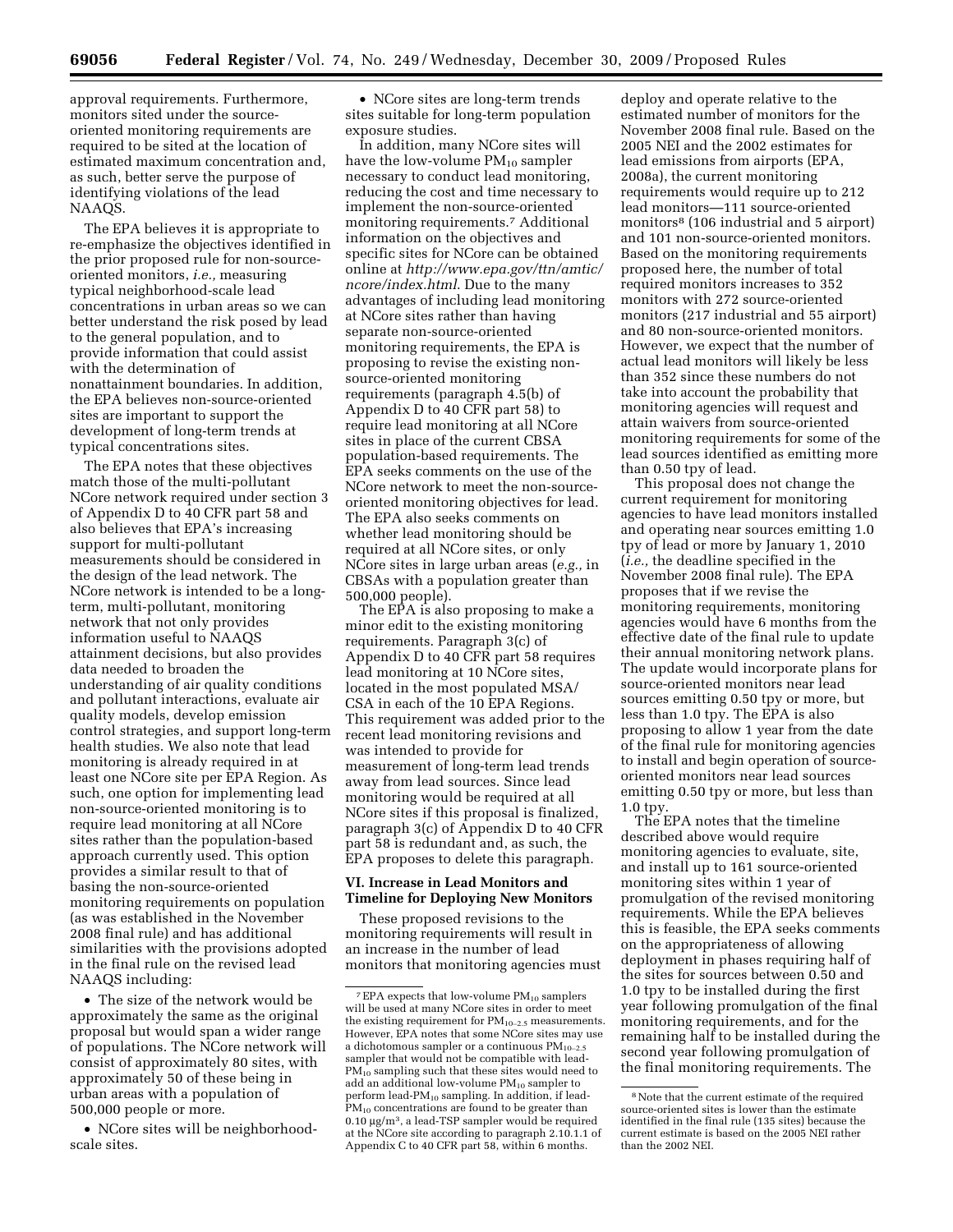approval requirements. Furthermore, monitors sited under the source-oriented monitoring requirements are required to be sited at the location of estimated maximum concentration and, as such, better serve the purpose of identifying violations of the lead NAAQS.

The EPA believes it is appropriate to re-emphasize the objectives identified in the prior proposed rule for non-source-oriented monitors, *i.e.,* measuring typical neighborhood-scale lead concentrations in urban areas so we can better understand the risk posed by lead to the general population, and to provide information that could assist with the determination of nonattainment boundaries. In addition, the EPA believes non-source-oriented sites are important to support the development of long-term trends at typical concentrations sites.

The EPA notes that these objectives match those of the multi-pollutant NCore network required under section 3 of Appendix D to 40 CFR part 58 and also believes that EPA's increasing support for multi-pollutant measurements should be considered in the design of the lead network. The NCore network is intended to be a long-term, multi-pollutant, monitoring network that not only provides information useful to NAAQS attainment decisions, but also provides data needed to broaden the understanding of air quality conditions and pollutant interactions, evaluate air quality models, develop emission control strategies, and support long-term health studies. We also note that lead monitoring is already required in at least one NCore site per EPA Region. As such, one option for implementing lead non-source-oriented monitoring is to require lead monitoring at all NCore sites rather than the population-based approach currently used. This option provides a similar result to that of basing the non-source-oriented monitoring requirements on population (as was established in the November 2008 final rule) and has additional similarities with the provisions adopted in the final rule on the revised lead NAAQS including:

- The size of the network would be approximately the same as the original proposal but would span a wider range of populations. The NCore network will consist of approximately 80 sites, with approximately 50 of these being in urban areas with a population of 500,000 people or more.
- NCore sites will be neighborhood-scale sites.
- NCore sites are long-term trends sites suitable for long-term population exposure studies.

In addition, many NCore sites will have the low-volume $PM_{10}$ sampler necessary to conduct lead monitoring, reducing the cost and time necessary to implement the non-source-oriented monitoring requirements.[7] Additional information on the objectives and specific sites for NCore can be obtained online at *http://www.epa.gov/ttn/amtic/ncore/index.html*. Due to the many advantages of including lead monitoring at NCore sites rather than having separate non-source-oriented monitoring requirements, the EPA is proposing to revise the existing non-source-oriented monitoring requirements (paragraph 4.5(b) of Appendix D to 40 CFR part 58) to require lead monitoring at all NCore sites in place of the current CBSA population-based requirements. The EPA seeks comments on the use of the NCore network to meet the non-source-oriented monitoring objectives for lead. The EPA also seeks comments on whether lead monitoring should be required at all NCore sites, or only NCore sites in large urban areas (*e.g.,* in CBSAs with a population greater than 500,000 people).

The EPA is also proposing to make a minor edit to the existing monitoring requirements. Paragraph 3(c) of Appendix D to 40 CFR part 58 requires lead monitoring at 10 NCore sites, located in the most populated MSA/CSA in each of the 10 EPA Regions. This requirement was added prior to the recent lead monitoring revisions and was intended to provide for measurement of long-term lead trends away from lead sources. Since lead monitoring would be required at all NCore sites if this proposal is finalized, paragraph 3(c) of Appendix D to 40 CFR part 58 is redundant and, as such, the EPA proposes to delete this paragraph.

## VI. Increase in Lead Monitors and Timeline for Deploying New Monitors

These proposed revisions to the monitoring requirements will result in an increase in the number of lead monitors that monitoring agencies must deploy and operate relative to the estimated number of monitors for the November 2008 final rule. Based on the 2005 NEI and the 2002 estimates for lead emissions from airports (EPA, 2008a), the current monitoring requirements would require up to 212 lead monitors—111 source-oriented monitors[8] (106 industrial and 5 airport) and 101 non-source-oriented monitors. Based on the monitoring requirements proposed here, the number of total required monitors increases to 352 monitors with 272 source-oriented monitors (217 industrial and 55 airport) and 80 non-source-oriented monitors. However, we expect that the number of actual lead monitors will likely be less than 352 since these numbers do not take into account the probability that monitoring agencies will request and attain waivers from source-oriented monitoring requirements for some of the lead sources identified as emitting more than 0.50 tpy of lead.

This proposal does not change the current requirement for monitoring agencies to have lead monitors installed and operating near sources emitting 1.0 tpy of lead or more by January 1, 2010 (*i.e.,* the deadline specified in the November 2008 final rule). The EPA proposes that if we revise the monitoring requirements, monitoring agencies would have 6 months from the effective date of the final rule to update their annual monitoring network plans. The update would incorporate plans for source-oriented monitors near lead sources emitting 0.50 tpy or more, but less than 1.0 tpy. The EPA is also proposing to allow 1 year from the date of the final rule for monitoring agencies to install and begin operation of source-oriented monitors near lead sources emitting 0.50 tpy or more, but less than 1.0 tpy.

The EPA notes that the timeline described above would require monitoring agencies to evaluate, site, and install up to 161 source-oriented monitoring sites within 1 year of promulgation of the revised monitoring requirements. While the EPA believes this is feasible, the EPA seeks comments on the appropriateness of allowing deployment in phases requiring half of the sites for sources between 0.50 and 1.0 tpy to be installed during the first year following promulgation of the final monitoring requirements, and for the remaining half to be installed during the second year following promulgation of the final monitoring requirements. The

---

[7] EPA expects that low-volume $PM_{10}$ samplers will be used at many NCore sites in order to meet the existing requirement for $PM_{10-2.5}$ measurements. However, EPA notes that some NCore sites may use a dichotomous sampler or a continuous $PM_{10-2.5}$ sampler that would not be compatible with lead-$PM_{10}$ sampling such that these sites would need to add an additional low-volume $PM_{10}$ sampler to perform lead-$PM_{10}$ sampling. In addition, if lead-$PM_{10}$ concentrations are found to be greater than 0.10 $\mu g/m^3$, a lead-TSP sampler would be required at the NCore site according to paragraph 2.10.1.1 of Appendix C to 40 CFR part 58, within 6 months.

[8] Note that the current estimate of the required source-oriented sites is lower than the estimate identified in the final rule (135 sites) because the current estimate is based on the 2005 NEI rather than the 2002 NEI.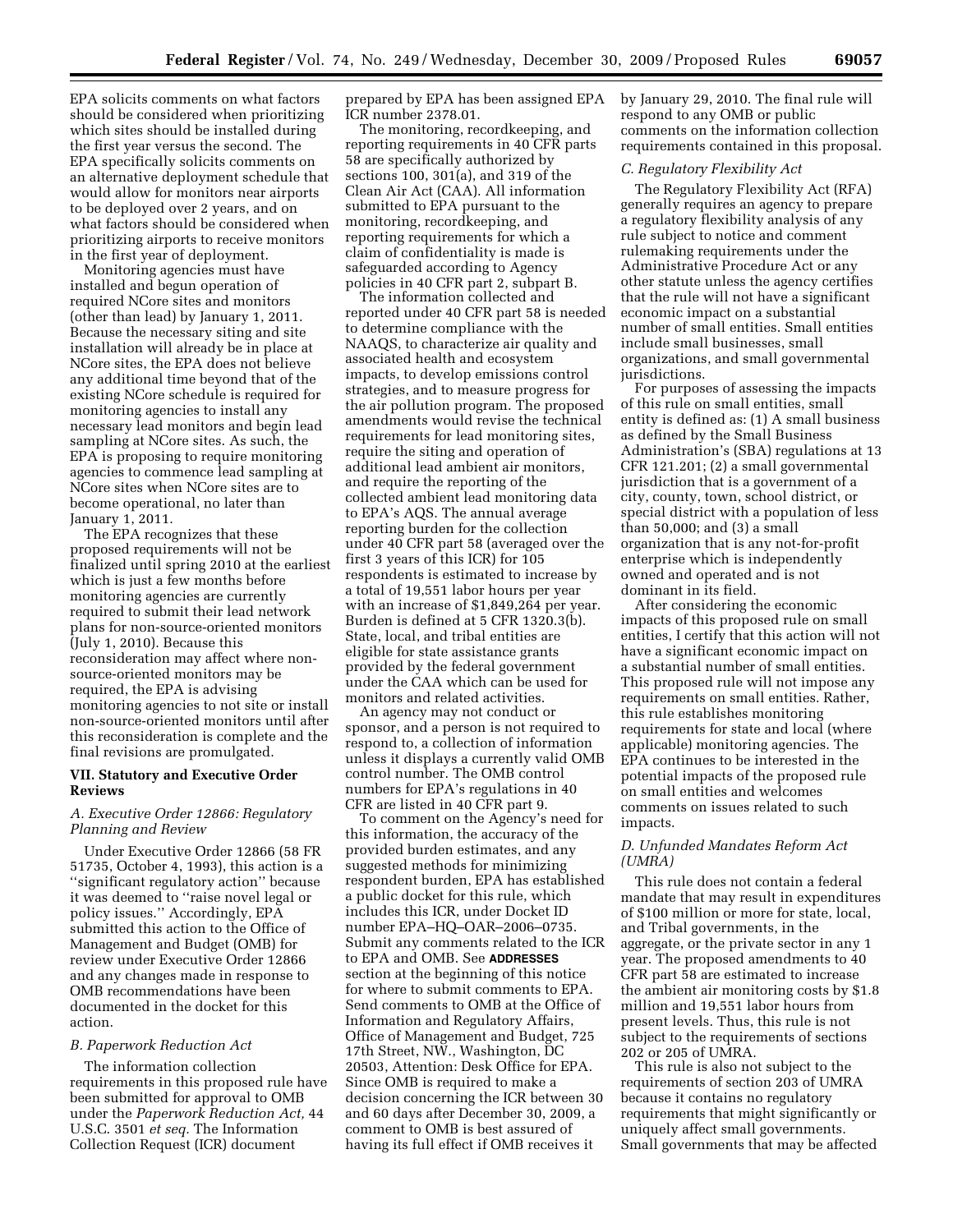EPA solicits comments on what factors should be considered when prioritizing which sites should be installed during the first year versus the second. The EPA specifically solicits comments on an alternative deployment schedule that would allow for monitors near airports to be deployed over 2 years, and on what factors should be considered when prioritizing airports to receive monitors in the first year of deployment.

Monitoring agencies must have installed and begun operation of required NCore sites and monitors (other than lead) by January 1, 2011. Because the necessary siting and site installation will already be in place at NCore sites, the EPA does not believe any additional time beyond that of the existing NCore schedule is required for monitoring agencies to install any necessary lead monitors and begin lead sampling at NCore sites. As such, the EPA is proposing to require monitoring agencies to commence lead sampling at NCore sites when NCore sites are to become operational, no later than January 1, 2011.

The EPA recognizes that these proposed requirements will not be finalized until spring 2010 at the earliest which is just a few months before monitoring agencies are currently required to submit their lead network plans for non-source-oriented monitors (July 1, 2010). Because this reconsideration may affect where non-source-oriented monitors may be required, the EPA is advising monitoring agencies to not site or install non-source-oriented monitors until after this reconsideration is complete and the final revisions are promulgated.

## VII. Statutory and Executive Order Reviews

### *A. Executive Order 12866: Regulatory Planning and Review*

Under Executive Order 12866 (58 FR 51735, October 4, 1993), this action is a ''significant regulatory action'' because it was deemed to ''raise novel legal or policy issues.'' Accordingly, EPA submitted this action to the Office of Management and Budget (OMB) for review under Executive Order 12866 and any changes made in response to OMB recommendations have been documented in the docket for this action.

### *B. Paperwork Reduction Act*

The information collection requirements in this proposed rule have been submitted for approval to OMB under the *Paperwork Reduction Act,* 44 U.S.C. 3501 *et seq.* The Information Collection Request (ICR) document prepared by EPA has been assigned EPA ICR number 2378.01.

The monitoring, recordkeeping, and reporting requirements in 40 CFR parts 58 are specifically authorized by sections 100, 301(a), and 319 of the Clean Air Act (CAA). All information submitted to EPA pursuant to the monitoring, recordkeeping, and reporting requirements for which a claim of confidentiality is made is safeguarded according to Agency policies in 40 CFR part 2, subpart B.

The information collected and reported under 40 CFR part 58 is needed to determine compliance with the NAAQS, to characterize air quality and associated health and ecosystem impacts, to develop emissions control strategies, and to measure progress for the air pollution program. The proposed amendments would revise the technical requirements for lead monitoring sites, require the siting and operation of additional lead ambient air monitors, and require the reporting of the collected ambient lead monitoring data to EPA's AQS. The annual average reporting burden for the collection under 40 CFR part 58 (averaged over the first 3 years of this ICR) for 105 respondents is estimated to increase by a total of 19,551 labor hours per year with an increase of $1,849,264 per year. Burden is defined at 5 CFR 1320.3(b). State, local, and tribal entities are eligible for state assistance grants provided by the federal government under the CAA which can be used for monitors and related activities.

An agency may not conduct or sponsor, and a person is not required to respond to, a collection of information unless it displays a currently valid OMB control number. The OMB control numbers for EPA's regulations in 40 CFR are listed in 40 CFR part 9.

To comment on the Agency's need for this information, the accuracy of the provided burden estimates, and any suggested methods for minimizing respondent burden, EPA has established a public docket for this rule, which includes this ICR, under Docket ID number EPA–HQ–OAR–2006–0735. Submit any comments related to the ICR to EPA and OMB. See **ADDRESSES** section at the beginning of this notice for where to submit comments to EPA. Send comments to OMB at the Office of Information and Regulatory Affairs, Office of Management and Budget, 725 17th Street, NW., Washington, DC 20503, Attention: Desk Office for EPA. Since OMB is required to make a decision concerning the ICR between 30 and 60 days after December 30, 2009, a comment to OMB is best assured of having its full effect if OMB receives it by January 29, 2010. The final rule will respond to any OMB or public comments on the information collection requirements contained in this proposal.

### *C. Regulatory Flexibility Act*

The Regulatory Flexibility Act (RFA) generally requires an agency to prepare a regulatory flexibility analysis of any rule subject to notice and comment rulemaking requirements under the Administrative Procedure Act or any other statute unless the agency certifies that the rule will not have a significant economic impact on a substantial number of small entities. Small entities include small businesses, small organizations, and small governmental jurisdictions.

For purposes of assessing the impacts of this rule on small entities, small entity is defined as: (1) A small business as defined by the Small Business Administration's (SBA) regulations at 13 CFR 121.201; (2) a small governmental jurisdiction that is a government of a city, county, town, school district, or special district with a population of less than 50,000; and (3) a small organization that is any not-for-profit enterprise which is independently owned and operated and is not dominant in its field.

After considering the economic impacts of this proposed rule on small entities, I certify that this action will not have a significant economic impact on a substantial number of small entities. This proposed rule will not impose any requirements on small entities. Rather, this rule establishes monitoring requirements for state and local (where applicable) monitoring agencies. The EPA continues to be interested in the potential impacts of the proposed rule on small entities and welcomes comments on issues related to such impacts.

### *D. Unfunded Mandates Reform Act (UMRA)*

This rule does not contain a federal mandate that may result in expenditures of $100 million or more for state, local, and Tribal governments, in the aggregate, or the private sector in any 1 year. The proposed amendments to 40 CFR part 58 are estimated to increase the ambient air monitoring costs by $1.8 million and 19,551 labor hours from present levels. Thus, this rule is not subject to the requirements of sections 202 or 205 of UMRA.

This rule is also not subject to the requirements of section 203 of UMRA because it contains no regulatory requirements that might significantly or uniquely affect small governments. Small governments that may be affected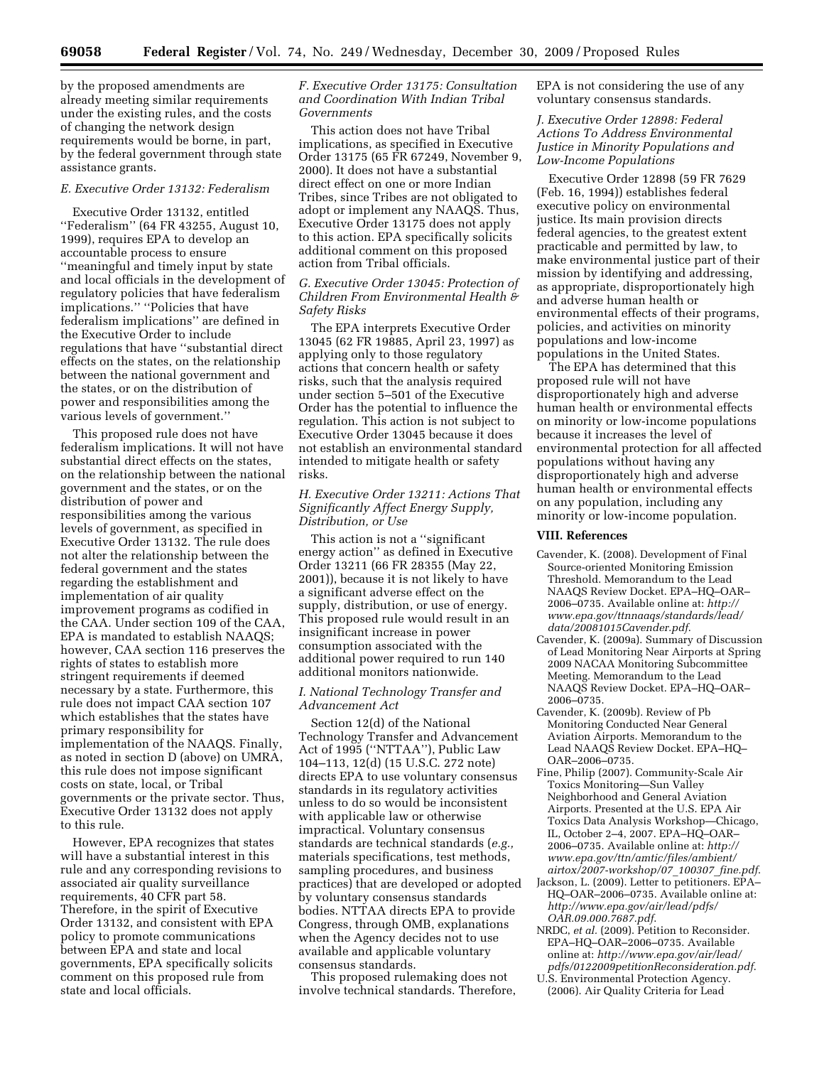by the proposed amendments are already meeting similar requirements under the existing rules, and the costs of changing the network design requirements would be borne, in part, by the federal government through state assistance grants.

### *E. Executive Order 13132: Federalism*

Executive Order 13132, entitled ''Federalism'' (64 FR 43255, August 10, 1999), requires EPA to develop an accountable process to ensure ''meaningful and timely input by state and local officials in the development of regulatory policies that have federalism implications.'' ''Policies that have federalism implications'' are defined in the Executive Order to include regulations that have ''substantial direct effects on the states, on the relationship between the national government and the states, or on the distribution of power and responsibilities among the various levels of government.''

This proposed rule does not have federalism implications. It will not have substantial direct effects on the states, on the relationship between the national government and the states, or on the distribution of power and responsibilities among the various levels of government, as specified in Executive Order 13132. The rule does not alter the relationship between the federal government and the states regarding the establishment and implementation of air quality improvement programs as codified in the CAA. Under section 109 of the CAA, EPA is mandated to establish NAAQS; however, CAA section 116 preserves the rights of states to establish more stringent requirements if deemed necessary by a state. Furthermore, this rule does not impact CAA section 107 which establishes that the states have primary responsibility for implementation of the NAAQS. Finally, as noted in section D (above) on UMRA, this rule does not impose significant costs on state, local, or Tribal governments or the private sector. Thus, Executive Order 13132 does not apply to this rule.

However, EPA recognizes that states will have a substantial interest in this rule and any corresponding revisions to associated air quality surveillance requirements, 40 CFR part 58. Therefore, in the spirit of Executive Order 13132, and consistent with EPA policy to promote communications between EPA and state and local governments, EPA specifically solicits comment on this proposed rule from state and local officials.

### *F. Executive Order 13175: Consultation and Coordination With Indian Tribal Governments*

This action does not have Tribal implications, as specified in Executive Order 13175 (65 FR 67249, November 9, 2000). It does not have a substantial direct effect on one or more Indian Tribes, since Tribes are not obligated to adopt or implement any NAAQS. Thus, Executive Order 13175 does not apply to this action. EPA specifically solicits additional comment on this proposed action from Tribal officials.

### *G. Executive Order 13045: Protection of Children From Environmental Health & Safety Risks*

The EPA interprets Executive Order 13045 (62 FR 19885, April 23, 1997) as applying only to those regulatory actions that concern health or safety risks, such that the analysis required under section 5–501 of the Executive Order has the potential to influence the regulation. This action is not subject to Executive Order 13045 because it does not establish an environmental standard intended to mitigate health or safety risks.

### *H. Executive Order 13211: Actions That Significantly Affect Energy Supply, Distribution, or Use*

This action is not a ''significant energy action'' as defined in Executive Order 13211 (66 FR 28355 (May 22, 2001)), because it is not likely to have a significant adverse effect on the supply, distribution, or use of energy. This proposed rule would result in an insignificant increase in power consumption associated with the additional power required to run 140 additional monitors nationwide.

### *I. National Technology Transfer and Advancement Act*

Section 12(d) of the National Technology Transfer and Advancement Act of 1995 (''NTTAA''), Public Law 104–113, 12(d) (15 U.S.C. 272 note) directs EPA to use voluntary consensus standards in its regulatory activities unless to do so would be inconsistent with applicable law or otherwise impractical. Voluntary consensus standards are technical standards (*e.g.,* materials specifications, test methods, sampling procedures, and business practices) that are developed or adopted by voluntary consensus standards bodies. NTTAA directs EPA to provide Congress, through OMB, explanations when the Agency decides not to use available and applicable voluntary consensus standards.

This proposed rulemaking does not involve technical standards. Therefore, EPA is not considering the use of any voluntary consensus standards.

### *J. Executive Order 12898: Federal Actions To Address Environmental Justice in Minority Populations and Low-Income Populations*

Executive Order 12898 (59 FR 7629 (Feb. 16, 1994)) establishes federal executive policy on environmental justice. Its main provision directs federal agencies, to the greatest extent practicable and permitted by law, to make environmental justice part of their mission by identifying and addressing, as appropriate, disproportionately high and adverse human health or environmental effects of their programs, policies, and activities on minority populations and low-income populations in the United States.

The EPA has determined that this proposed rule will not have disproportionately high and adverse human health or environmental effects on minority or low-income populations because it increases the level of environmental protection for all affected populations without having any disproportionately high and adverse human health or environmental effects on any population, including any minority or low-income population.

## VIII. References

- Cavender, K. (2008). Development of Final Source-oriented Monitoring Emission Threshold. Memorandum to the Lead NAAQS Review Docket. EPA–HQ–OAR–2006–0735. Available online at: *http://www.epa.gov/ttnnaaqs/standards/lead/data/20081015Cavender.pdf*.
- Cavender, K. (2009a). Summary of Discussion of Lead Monitoring Near Airports at Spring 2009 NACAA Monitoring Subcommittee Meeting. Memorandum to the Lead NAAQS Review Docket. EPA–HQ–OAR–2006–0735.
- Cavender, K. (2009b). Review of Pb Monitoring Conducted Near General Aviation Airports. Memorandum to the Lead NAAQS Review Docket. EPA–HQ–OAR–2006–0735.
- Fine, Philip (2007). Community-Scale Air Toxics Monitoring—Sun Valley Neighborhood and General Aviation Airports. Presented at the U.S. EPA Air Toxics Data Analysis Workshop—Chicago, IL, October 2–4, 2007. EPA–HQ–OAR–2006–0735. Available online at: *http://www.epa.gov/ttn/amtic/files/ambient/airtox/2007-workshop/07_100307_fine.pdf*.
- Jackson, L. (2009). Letter to petitioners. EPA–HQ–OAR–2006–0735. Available online at: *http://www.epa.gov/air/lead/pdfs/OAR.09.000.7687.pdf*.
- NRDC, *et al.* (2009). Petition to Reconsider. EPA–HQ–OAR–2006–0735. Available online at: *http://www.epa.gov/air/lead/pdfs/0122009petitionReconsideration.pdf*.
- U.S. Environmental Protection Agency. (2006). Air Quality Criteria for Lead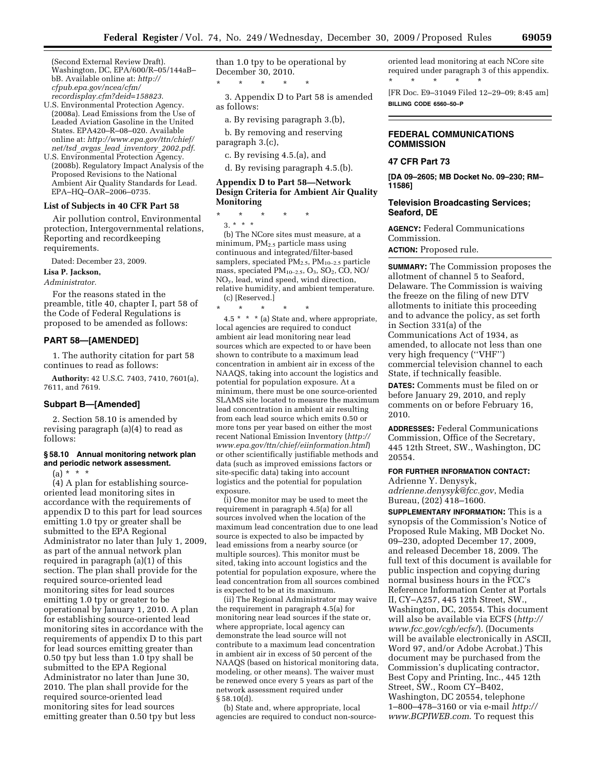(Second External Review Draft). Washington, DC, EPA/600/R–05/144aB–bB. Available online at: *http://cfpub.epa.gov/ncea/cfm/recordisplay.cfm?deid=158823*.

U.S. Environmental Protection Agency. (2008a). Lead Emissions from the Use of Leaded Aviation Gasoline in the United States. EPA420–R–08–020. Available online at: *http://www.epa.gov/ttn/chief/net/tsd_avgas_lead_inventory_2002.pdf*.

U.S. Environmental Protection Agency. (2008b). Regulatory Impact Analysis of the Proposed Revisions to the National Ambient Air Quality Standards for Lead. EPA–HQ–OAR–2006–0735.

**List of Subjects in 40 CFR Part 58**

Air pollution control, Environmental protection, Intergovernmental relations, Reporting and recordkeeping requirements.

Dated: December 23, 2009.

**Lisa P. Jackson,**

*Administrator*.

For the reasons stated in the preamble, title 40, chapter I, part 58 of the Code of Federal Regulations is proposed to be amended as follows:

## PART 58—[AMENDED]

1. The authority citation for part 58 continues to read as follows:

**Authority:** 42 U.S.C. 7403, 7410, 7601(a), 7611, and 7619.

## Subpart B—[Amended]

2. Section 58.10 is amended by revising paragraph (a)(4) to read as follows:

### § 58.10 Annual monitoring network plan and periodic network assessment.

(a) * * *

(4) A plan for establishing source-oriented lead monitoring sites in accordance with the requirements of appendix D to this part for lead sources emitting 1.0 tpy or greater shall be submitted to the EPA Regional Administrator no later than July 1, 2009, as part of the annual network plan required in paragraph (a)(1) of this section. The plan shall provide for the required source-oriented lead monitoring sites for lead sources emitting 1.0 tpy or greater to be operational by January 1, 2010. A plan for establishing source-oriented lead monitoring sites in accordance with the requirements of appendix D to this part for lead sources emitting greater than 0.50 tpy but less than 1.0 tpy shall be submitted to the EPA Regional Administrator no later than June 30, 2010. The plan shall provide for the required source-oriented lead monitoring sites for lead sources emitting greater than 0.50 tpy but less than 1.0 tpy to be operational by December 30, 2010.

\* \* \* \* \*

3. Appendix D to Part 58 is amended as follows:

a. By revising paragraph 3.(b),

b. By removing and reserving paragraph 3.(c),

c. By revising 4.5.(a), and

d. By revising paragraph 4.5.(b).

### Appendix D to Part 58—Network Design Criteria for Ambient Air Quality Monitoring

\* \* \* \* \*

3. * * *

(b) The NCore sites must measure, at a minimum, $PM_{2.5}$ particle mass using continuous and integrated/filter-based samplers, speciated $PM_{2.5}$, $PM_{10-2.5}$ particle mass, speciated $PM_{10-2.5}$, $O_3$, $SO_2$, CO, NO/$NO_y$, lead, wind speed, wind direction, relative humidity, and ambient temperature.

(c) [Reserved.]

\* \* \* \* \*

4.5 * * * (a) State and, where appropriate, local agencies are required to conduct ambient air lead monitoring near lead sources which are expected to or have been shown to contribute to a maximum lead concentration in ambient air in excess of the NAAQS, taking into account the logistics and potential for population exposure. At a minimum, there must be one source-oriented SLAMS site located to measure the maximum lead concentration in ambient air resulting from each lead source which emits 0.50 or more tons per year based on either the most recent National Emission Inventory (*http://www.epa.gov/ttn/chief/eiinformation.html*) or other scientifically justifiable methods and data (such as improved emissions factors or site-specific data) taking into account logistics and the potential for population exposure.

(i) One monitor may be used to meet the requirement in paragraph 4.5(a) for all sources involved when the location of the maximum lead concentration due to one lead source is expected to also be impacted by lead emissions from a nearby source (or multiple sources). This monitor must be sited, taking into account logistics and the potential for population exposure, where the lead concentration from all sources combined is expected to be at its maximum.

(ii) The Regional Administrator may waive the requirement in paragraph 4.5(a) for monitoring near lead sources if the state or, where appropriate, local agency can demonstrate the lead source will not contribute to a maximum lead concentration in ambient air in excess of 50 percent of the NAAQS (based on historical monitoring data, modeling, or other means). The waiver must be renewed once every 5 years as part of the network assessment required under § 58.10(d).

(b) State and, where appropriate, local agencies are required to conduct non-source-oriented lead monitoring at each NCore site required under paragraph 3 of this appendix.

\* \* \* \* \*

[FR Doc. E9–31049 Filed 12–29–09; 8:45 am]

**BILLING CODE 6560–50–P**

---

## FEDERAL COMMUNICATIONS COMMISSION

### 47 CFR Part 73

**[DA 09–2605; MB Docket No. 09–230; RM–11586]**

### Television Broadcasting Services; Seaford, DE

**AGENCY:** Federal Communications Commission.

**ACTION:** Proposed rule.

**SUMMARY:** The Commission proposes the allotment of channel 5 to Seaford, Delaware. The Commission is waiving the freeze on the filing of new DTV allotments to initiate this proceeding and to advance the policy, as set forth in Section 331(a) of the Communications Act of 1934, as amended, to allocate not less than one very high frequency (''VHF'') commercial television channel to each State, if technically feasible.

**DATES:** Comments must be filed on or before January 29, 2010, and reply comments on or before February 16, 2010.

**ADDRESSES:** Federal Communications Commission, Office of the Secretary, 445 12th Street, SW., Washington, DC 20554.

**FOR FURTHER INFORMATION CONTACT:** Adrienne Y. Denysyk, *adrienne.denysyk@fcc.gov*, Media Bureau, (202) 418–1600.

**SUPPLEMENTARY INFORMATION:** This is a synopsis of the Commission's Notice of Proposed Rule Making, MB Docket No. 09–230, adopted December 17, 2009, and released December 18, 2009. The full text of this document is available for public inspection and copying during normal business hours in the FCC's Reference Information Center at Portals II, CY–A257, 445 12th Street, SW., Washington, DC, 20554. This document will also be available via ECFS (*http://www.fcc.gov/cgb/ecfs/*). (Documents will be available electronically in ASCII, Word 97, and/or Adobe Acrobat.) This document may be purchased from the Commission's duplicating contractor, Best Copy and Printing, Inc., 445 12th Street, SW., Room CY–B402, Washington, DC 20554, telephone 1–800–478–3160 or via e-mail *http://www.BCPIWEB.com*. To request this